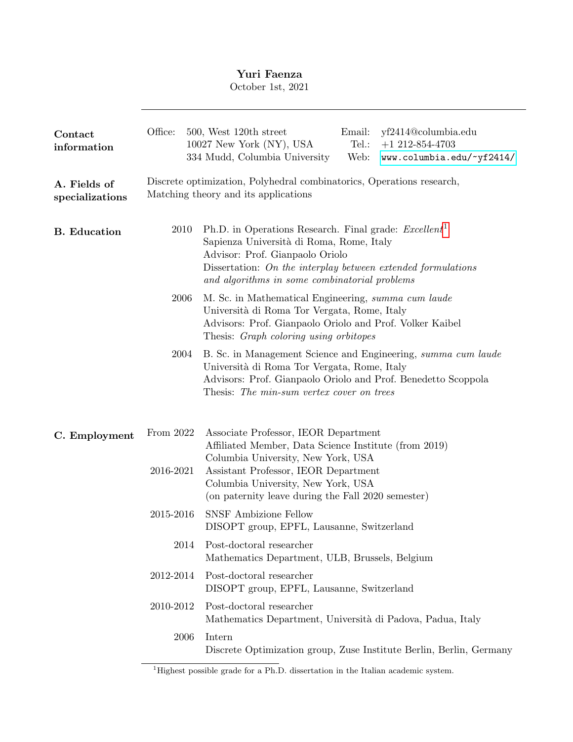# Yuri Faenza

October 1st, 2021

---

## Contact information

Office: 500, West 120th street
10027 New York (NY), USA
334 Mudd, Columbia University

Email: yf2414@columbia.edu
Tel.: +1 212-854-4703
Web: www.columbia.edu/~yf2414/

## A. Fields of specializations

Discrete optimization, Polyhedral combinatorics, Operations research, Matching theory and its applications

## B. Education

**2010** Ph.D. in Operations Research. Final grade: *Excellent*[1]
Sapienza Università di Roma, Rome, Italy
Advisor: Prof. Gianpaolo Oriolo
Dissertation: *On the interplay between extended formulations and algorithms in some combinatorial problems*

**2006** M. Sc. in Mathematical Engineering, *summa cum laude*
Università di Roma Tor Vergata, Rome, Italy
Advisors: Prof. Gianpaolo Oriolo and Prof. Volker Kaibel
Thesis: *Graph coloring using orbitopes*

**2004** B. Sc. in Management Science and Engineering, *summa cum laude*
Università di Roma Tor Vergata, Rome, Italy
Advisors: Prof. Gianpaolo Oriolo and Prof. Benedetto Scoppola
Thesis: *The min-sum vertex cover on trees*

## C. Employment

**From 2022** Associate Professor, IEOR Department
Affiliated Member, Data Science Institute (from 2019)
Columbia University, New York, USA

**2016-2021** Assistant Professor, IEOR Department
Columbia University, New York, USA
(on paternity leave during the Fall 2020 semester)

**2015-2016** SNSF Ambizione Fellow
DISOPT group, EPFL, Lausanne, Switzerland

**2014** Post-doctoral researcher
Mathematics Department, ULB, Brussels, Belgium

**2012-2014** Post-doctoral researcher
DISOPT group, EPFL, Lausanne, Switzerland

**2010-2012** Post-doctoral researcher
Mathematics Department, Università di Padova, Padua, Italy

**2006** Intern
Discrete Optimization group, Zuse Institute Berlin, Berlin, Germany

---

[1] Highest possible grade for a Ph.D. dissertation in the Italian academic system.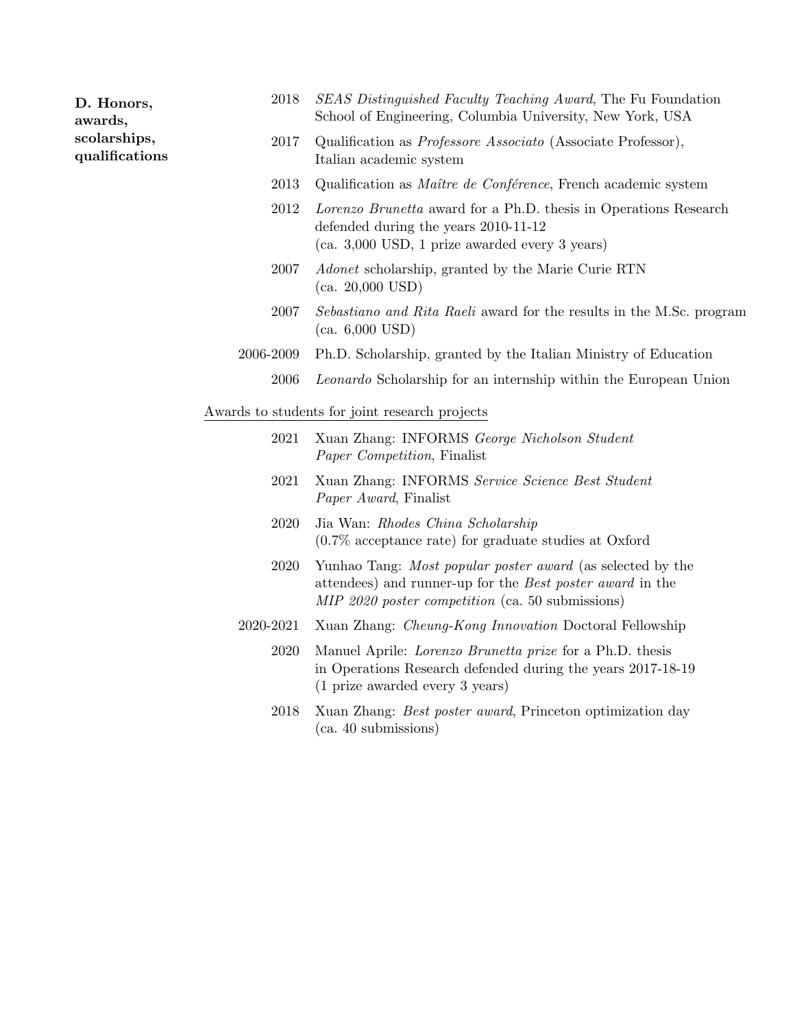**D. Honors, awards, scolarships, qualifications**

- 2018 — *SEAS Distinguished Faculty Teaching Award*, The Fu Foundation School of Engineering, Columbia University, New York, USA
- 2017 — Qualification as *Professore Associato* (Associate Professor), Italian academic system
- 2013 — Qualification as *Maître de Conférence*, French academic system
- 2012 — *Lorenzo Brunetta* award for a Ph.D. thesis in Operations Research defended during the years 2010-11-12 (ca. 3,000 USD, 1 prize awarded every 3 years)
- 2007 — *Adonet* scholarship, granted by the Marie Curie RTN (ca. 20,000 USD)
- 2007 — *Sebastiano and Rita Raeli* award for the results in the M.Sc. program (ca. 6,000 USD)
- 2006-2009 — Ph.D. Scholarship, granted by the Italian Ministry of Education
- 2006 — *Leonardo* Scholarship for an internship within the European Union

Awards to students for joint research projects

- 2021 — Xuan Zhang: INFORMS *George Nicholson Student Paper Competition*, Finalist
- 2021 — Xuan Zhang: INFORMS *Service Science Best Student Paper Award*, Finalist
- 2020 — Jia Wan: *Rhodes China Scholarship* (0.7% acceptance rate) for graduate studies at Oxford
- 2020 — Yunhao Tang: *Most popular poster award* (as selected by the attendees) and runner-up for the *Best poster award* in the *MIP 2020 poster competition* (ca. 50 submissions)
- 2020-2021 — Xuan Zhang: *Cheung-Kong Innovation* Doctoral Fellowship
- 2020 — Manuel Aprile: *Lorenzo Brunetta prize* for a Ph.D. thesis in Operations Research defended during the years 2017-18-19 (1 prize awarded every 3 years)
- 2018 — Xuan Zhang: *Best poster award*, Princeton optimization day (ca. 40 submissions)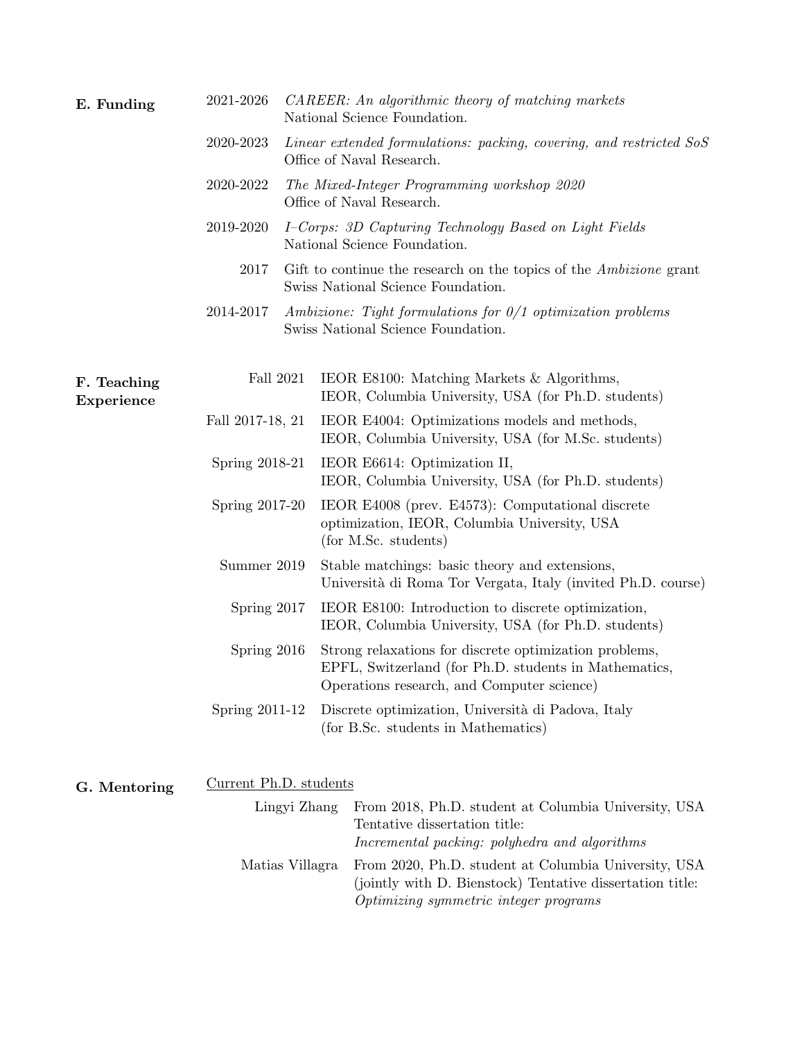## E. Funding

- **2021-2026** *CAREER: An algorithmic theory of matching markets*
  National Science Foundation.
- **2020-2023** *Linear extended formulations: packing, covering, and restricted SoS*
  Office of Naval Research.
- **2020-2022** *The Mixed-Integer Programming workshop 2020*
  Office of Naval Research.
- **2019-2020** *I–Corps: 3D Capturing Technology Based on Light Fields*
  National Science Foundation.
- **2017** Gift to continue the research on the topics of the *Ambizione* grant
  Swiss National Science Foundation.
- **2014-2017** *Ambizione: Tight formulations for 0/1 optimization problems*
  Swiss National Science Foundation.

## F. Teaching Experience

- **Fall 2021** IEOR E8100: Matching Markets & Algorithms,
  IEOR, Columbia University, USA (for Ph.D. students)
- **Fall 2017-18, 21** IEOR E4004: Optimizations models and methods,
  IEOR, Columbia University, USA (for M.Sc. students)
- **Spring 2018-21** IEOR E6614: Optimization II,
  IEOR, Columbia University, USA (for Ph.D. students)
- **Spring 2017-20** IEOR E4008 (prev. E4573): Computational discrete optimization, IEOR, Columbia University, USA
  (for M.Sc. students)
- **Summer 2019** Stable matchings: basic theory and extensions,
  Università di Roma Tor Vergata, Italy (invited Ph.D. course)
- **Spring 2017** IEOR E8100: Introduction to discrete optimization,
  IEOR, Columbia University, USA (for Ph.D. students)
- **Spring 2016** Strong relaxations for discrete optimization problems,
  EPFL, Switzerland (for Ph.D. students in Mathematics, Operations research, and Computer science)
- **Spring 2011-12** Discrete optimization, Università di Padova, Italy
  (for B.Sc. students in Mathematics)

## G. Mentoring

Current Ph.D. students

- **Lingyi Zhang** From 2018, Ph.D. student at Columbia University, USA
  Tentative dissertation title:
  *Incremental packing: polyhedra and algorithms*
- **Matias Villagra** From 2020, Ph.D. student at Columbia University, USA
  (jointly with D. Bienstock) Tentative dissertation title:
  *Optimizing symmetric integer programs*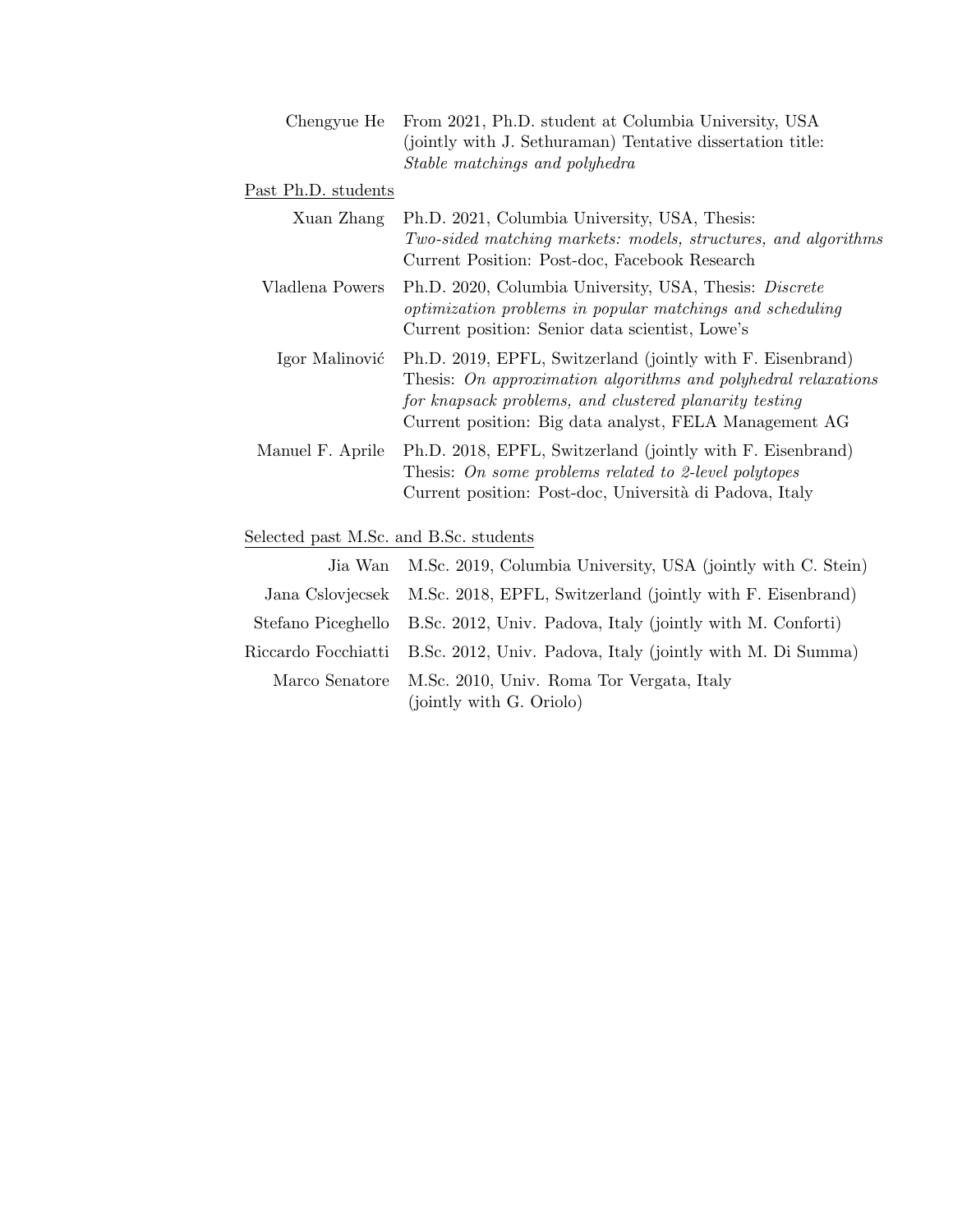**Chengyue He** — From 2021, Ph.D. student at Columbia University, USA (jointly with J. Sethuraman) Tentative dissertation title: *Stable matchings and polyhedra*

<u>Past Ph.D. students</u>

**Xuan Zhang** — Ph.D. 2021, Columbia University, USA, Thesis: *Two-sided matching markets: models, structures, and algorithms*
Current Position: Post-doc, Facebook Research

**Vladlena Powers** — Ph.D. 2020, Columbia University, USA, Thesis: *Discrete optimization problems in popular matchings and scheduling*
Current position: Senior data scientist, Lowe's

**Igor Malinović** — Ph.D. 2019, EPFL, Switzerland (jointly with F. Eisenbrand)
Thesis: *On approximation algorithms and polyhedral relaxations for knapsack problems, and clustered planarity testing*
Current position: Big data analyst, FELA Management AG

**Manuel F. Aprile** — Ph.D. 2018, EPFL, Switzerland (jointly with F. Eisenbrand)
Thesis: *On some problems related to 2-level polytopes*
Current position: Post-doc, Università di Padova, Italy

<u>Selected past M.Sc. and B.Sc. students</u>

**Jia Wan** — M.Sc. 2019, Columbia University, USA (jointly with C. Stein)

**Jana Cslovjecsek** — M.Sc. 2018, EPFL, Switzerland (jointly with F. Eisenbrand)

**Stefano Piceghello** — B.Sc. 2012, Univ. Padova, Italy (jointly with M. Conforti)

**Riccardo Focchiatti** — B.Sc. 2012, Univ. Padova, Italy (jointly with M. Di Summa)

**Marco Senatore** — M.Sc. 2010, Univ. Roma Tor Vergata, Italy (jointly with G. Oriolo)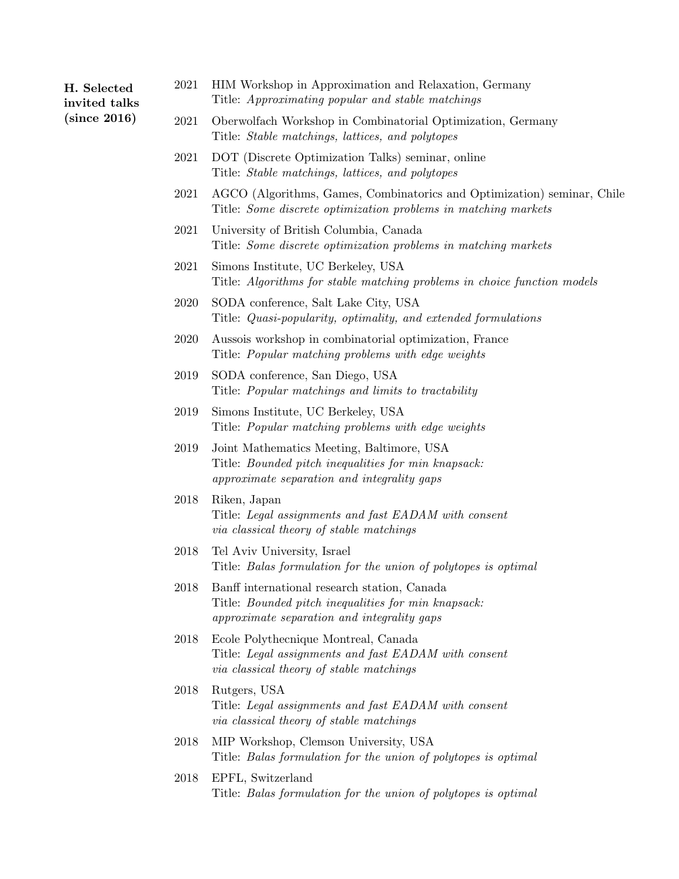**H. Selected invited talks (since 2016)**

2021 HIM Workshop in Approximation and Relaxation, Germany
Title: *Approximating popular and stable matchings*

2021 Oberwolfach Workshop in Combinatorial Optimization, Germany
Title: *Stable matchings, lattices, and polytopes*

2021 DOT (Discrete Optimization Talks) seminar, online
Title: *Stable matchings, lattices, and polytopes*

2021 AGCO (Algorithms, Games, Combinatorics and Optimization) seminar, Chile
Title: *Some discrete optimization problems in matching markets*

2021 University of British Columbia, Canada
Title: *Some discrete optimization problems in matching markets*

2021 Simons Institute, UC Berkeley, USA
Title: *Algorithms for stable matching problems in choice function models*

2020 SODA conference, Salt Lake City, USA
Title: *Quasi-popularity, optimality, and extended formulations*

2020 Aussois workshop in combinatorial optimization, France
Title: *Popular matching problems with edge weights*

2019 SODA conference, San Diego, USA
Title: *Popular matchings and limits to tractability*

2019 Simons Institute, UC Berkeley, USA
Title: *Popular matching problems with edge weights*

2019 Joint Mathematics Meeting, Baltimore, USA
Title: *Bounded pitch inequalities for min knapsack: approximate separation and integrality gaps*

2018 Riken, Japan
Title: *Legal assignments and fast EADAM with consent via classical theory of stable matchings*

2018 Tel Aviv University, Israel
Title: *Balas formulation for the union of polytopes is optimal*

2018 Banff international research station, Canada
Title: *Bounded pitch inequalities for min knapsack: approximate separation and integrality gaps*

2018 Ecole Polythecnique Montreal, Canada
Title: *Legal assignments and fast EADAM with consent via classical theory of stable matchings*

2018 Rutgers, USA
Title: *Legal assignments and fast EADAM with consent via classical theory of stable matchings*

2018 MIP Workshop, Clemson University, USA
Title: *Balas formulation for the union of polytopes is optimal*

2018 EPFL, Switzerland
Title: *Balas formulation for the union of polytopes is optimal*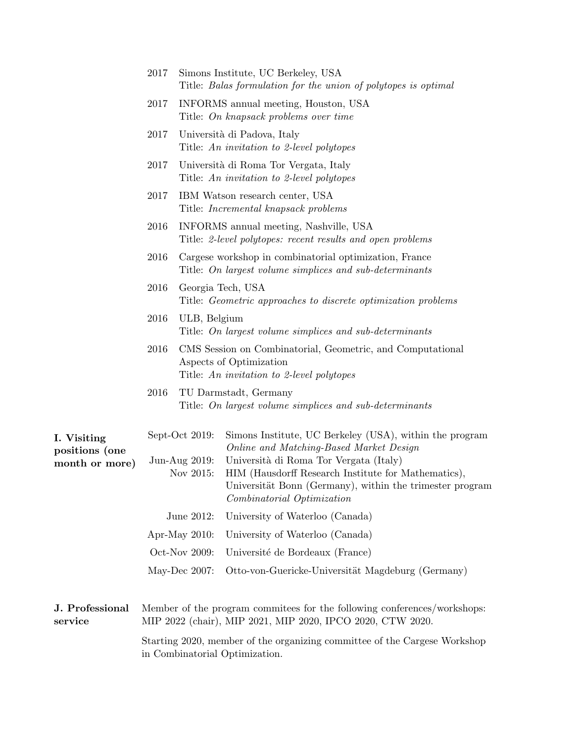- 2017 Simons Institute, UC Berkeley, USA
  Title: *Balas formulation for the union of polytopes is optimal*
- 2017 INFORMS annual meeting, Houston, USA
  Title: *On knapsack problems over time*
- 2017 Università di Padova, Italy
  Title: *An invitation to 2-level polytopes*
- 2017 Università di Roma Tor Vergata, Italy
  Title: *An invitation to 2-level polytopes*
- 2017 IBM Watson research center, USA
  Title: *Incremental knapsack problems*
- 2016 INFORMS annual meeting, Nashville, USA
  Title: *2-level polytopes: recent results and open problems*
- 2016 Cargese workshop in combinatorial optimization, France
  Title: *On largest volume simplices and sub-determinants*
- 2016 Georgia Tech, USA
  Title: *Geometric approaches to discrete optimization problems*
- 2016 ULB, Belgium
  Title: *On largest volume simplices and sub-determinants*
- 2016 CMS Session on Combinatorial, Geometric, and Computational Aspects of Optimization
  Title: *An invitation to 2-level polytopes*
- 2016 TU Darmstadt, Germany
  Title: *On largest volume simplices and sub-determinants*

## I. Visiting positions (one month or more)

- Sept-Oct 2019: Simons Institute, UC Berkeley (USA), within the program *Online and Matching-Based Market Design*
- Jun-Aug 2019: Università di Roma Tor Vergata (Italy)
- Nov 2015: HIM (Hausdorff Research Institute for Mathematics), Universität Bonn (Germany), within the trimester program *Combinatorial Optimization*
- June 2012: University of Waterloo (Canada)
- Apr-May 2010: University of Waterloo (Canada)
- Oct-Nov 2009: Université de Bordeaux (France)
- May-Dec 2007: Otto-von-Guericke-Universität Magdeburg (Germany)

## J. Professional service

Member of the program commitees for the following conferences/workshops: MIP 2022 (chair), MIP 2021, MIP 2020, IPCO 2020, CTW 2020.

Starting 2020, member of the organizing committee of the Cargese Workshop in Combinatorial Optimization.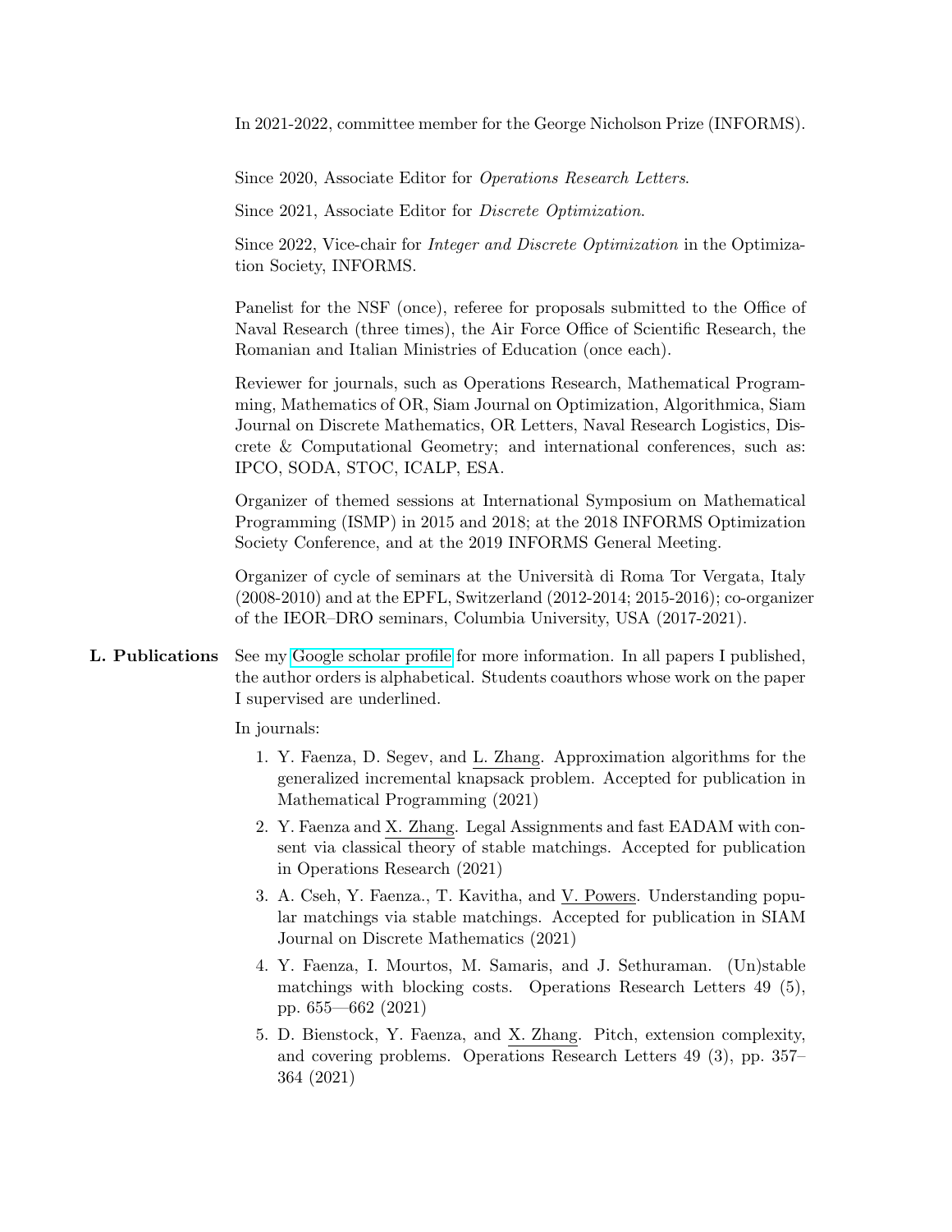In 2021-2022, committee member for the George Nicholson Prize (INFORMS).

Since 2020, Associate Editor for *Operations Research Letters*.

Since 2021, Associate Editor for *Discrete Optimization*.

Since 2022, Vice-chair for *Integer and Discrete Optimization* in the Optimization Society, INFORMS.

Panelist for the NSF (once), referee for proposals submitted to the Office of Naval Research (three times), the Air Force Office of Scientific Research, the Romanian and Italian Ministries of Education (once each).

Reviewer for journals, such as Operations Research, Mathematical Programming, Mathematics of OR, Siam Journal on Optimization, Algorithmica, Siam Journal on Discrete Mathematics, OR Letters, Naval Research Logistics, Discrete & Computational Geometry; and international conferences, such as: IPCO, SODA, STOC, ICALP, ESA.

Organizer of themed sessions at International Symposium on Mathematical Programming (ISMP) in 2015 and 2018; at the 2018 INFORMS Optimization Society Conference, and at the 2019 INFORMS General Meeting.

Organizer of cycle of seminars at the Università di Roma Tor Vergata, Italy (2008-2010) and at the EPFL, Switzerland (2012-2014; 2015-2016); co-organizer of the IEOR–DRO seminars, Columbia University, USA (2017-2021).

**L. Publications** See my Google scholar profile for more information. In all papers I published, the author orders is alphabetical. Students coauthors whose work on the paper I supervised are underlined.

In journals:

1. Y. Faenza, D. Segev, and <u>L. Zhang</u>. Approximation algorithms for the generalized incremental knapsack problem. Accepted for publication in Mathematical Programming (2021)
2. Y. Faenza and <u>X. Zhang</u>. Legal Assignments and fast EADAM with consent via classical theory of stable matchings. Accepted for publication in Operations Research (2021)
3. A. Cseh, Y. Faenza., T. Kavitha, and <u>V. Powers</u>. Understanding popular matchings via stable matchings. Accepted for publication in SIAM Journal on Discrete Mathematics (2021)
4. Y. Faenza, I. Mourtos, M. Samaris, and J. Sethuraman. (Un)stable matchings with blocking costs. Operations Research Letters 49 (5), pp. 655—662 (2021)
5. D. Bienstock, Y. Faenza, and <u>X. Zhang</u>. Pitch, extension complexity, and covering problems. Operations Research Letters 49 (3), pp. 357–364 (2021)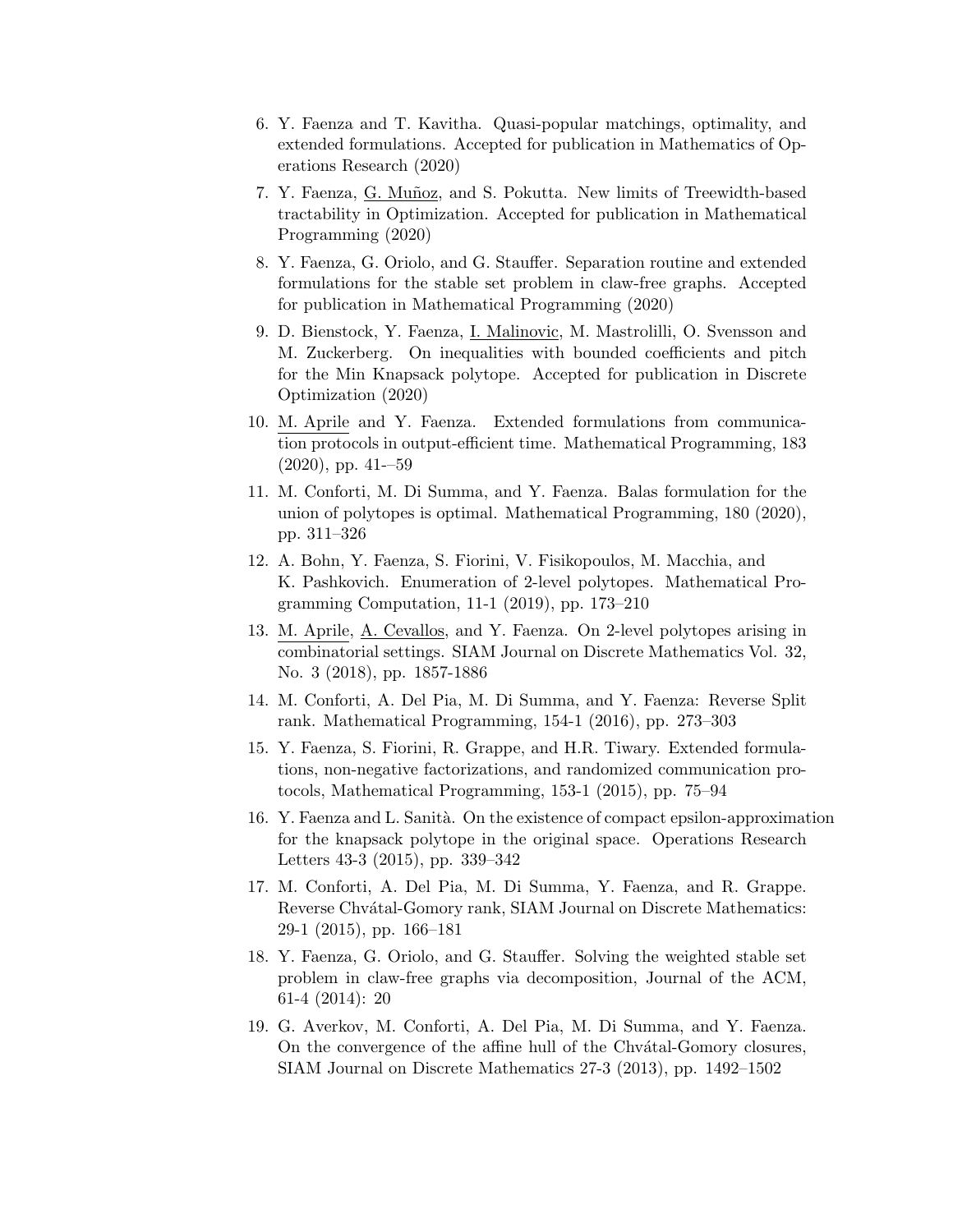6. Y. Faenza and T. Kavitha. Quasi-popular matchings, optimality, and extended formulations. Accepted for publication in Mathematics of Operations Research (2020)
7. Y. Faenza, G. Muñoz, and S. Pokutta. New limits of Treewidth-based tractability in Optimization. Accepted for publication in Mathematical Programming (2020)
8. Y. Faenza, G. Oriolo, and G. Stauffer. Separation routine and extended formulations for the stable set problem in claw-free graphs. Accepted for publication in Mathematical Programming (2020)
9. D. Bienstock, Y. Faenza, I. Malinovic, M. Mastrolilli, O. Svensson and M. Zuckerberg. On inequalities with bounded coefficients and pitch for the Min Knapsack polytope. Accepted for publication in Discrete Optimization (2020)
10. M. Aprile and Y. Faenza. Extended formulations from communication protocols in output-efficient time. Mathematical Programming, 183 (2020), pp. 41-–59
11. M. Conforti, M. Di Summa, and Y. Faenza. Balas formulation for the union of polytopes is optimal. Mathematical Programming, 180 (2020), pp. 311–326
12. A. Bohn, Y. Faenza, S. Fiorini, V. Fisikopoulos, M. Macchia, and K. Pashkovich. Enumeration of 2-level polytopes. Mathematical Programming Computation, 11-1 (2019), pp. 173–210
13. M. Aprile, A. Cevallos, and Y. Faenza. On 2-level polytopes arising in combinatorial settings. SIAM Journal on Discrete Mathematics Vol. 32, No. 3 (2018), pp. 1857-1886
14. M. Conforti, A. Del Pia, M. Di Summa, and Y. Faenza: Reverse Split rank. Mathematical Programming, 154-1 (2016), pp. 273–303
15. Y. Faenza, S. Fiorini, R. Grappe, and H.R. Tiwary. Extended formulations, non-negative factorizations, and randomized communication protocols, Mathematical Programming, 153-1 (2015), pp. 75–94
16. Y. Faenza and L. Sanità. On the existence of compact epsilon-approximation for the knapsack polytope in the original space. Operations Research Letters 43-3 (2015), pp. 339–342
17. M. Conforti, A. Del Pia, M. Di Summa, Y. Faenza, and R. Grappe. Reverse Chvátal-Gomory rank, SIAM Journal on Discrete Mathematics: 29-1 (2015), pp. 166–181
18. Y. Faenza, G. Oriolo, and G. Stauffer. Solving the weighted stable set problem in claw-free graphs via decomposition, Journal of the ACM, 61-4 (2014): 20
19. G. Averkov, M. Conforti, A. Del Pia, M. Di Summa, and Y. Faenza. On the convergence of the affine hull of the Chvátal-Gomory closures, SIAM Journal on Discrete Mathematics 27-3 (2013), pp. 1492–1502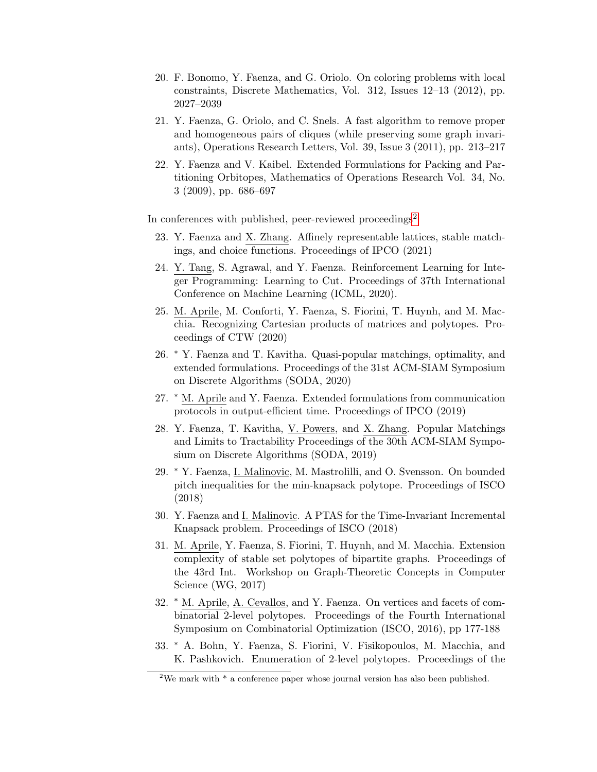20. F. Bonomo, Y. Faenza, and G. Oriolo. On coloring problems with local constraints, Discrete Mathematics, Vol. 312, Issues 12–13 (2012), pp. 2027–2039
21. Y. Faenza, G. Oriolo, and C. Snels. A fast algorithm to remove proper and homogeneous pairs of cliques (while preserving some graph invariants), Operations Research Letters, Vol. 39, Issue 3 (2011), pp. 213–217
22. Y. Faenza and V. Kaibel. Extended Formulations for Packing and Partitioning Orbitopes, Mathematics of Operations Research Vol. 34, No. 3 (2009), pp. 686–697

In conferences with published, peer-reviewed proceedings[2]

23. Y. Faenza and X. Zhang. Affinely representable lattices, stable matchings, and choice functions. Proceedings of IPCO (2021)
24. Y. Tang, S. Agrawal, and Y. Faenza. Reinforcement Learning for Integer Programming: Learning to Cut. Proceedings of 37th International Conference on Machine Learning (ICML, 2020).
25. M. Aprile, M. Conforti, Y. Faenza, S. Fiorini, T. Huynh, and M. Macchia. Recognizing Cartesian products of matrices and polytopes. Proceedings of CTW (2020)
26. * Y. Faenza and T. Kavitha. Quasi-popular matchings, optimality, and extended formulations. Proceedings of the 31st ACM-SIAM Symposium on Discrete Algorithms (SODA, 2020)
27. * M. Aprile and Y. Faenza. Extended formulations from communication protocols in output-efficient time. Proceedings of IPCO (2019)
28. Y. Faenza, T. Kavitha, V. Powers, and X. Zhang. Popular Matchings and Limits to Tractability Proceedings of the 30th ACM-SIAM Symposium on Discrete Algorithms (SODA, 2019)
29. * Y. Faenza, I. Malinovic, M. Mastrolilli, and O. Svensson. On bounded pitch inequalities for the min-knapsack polytope. Proceedings of ISCO (2018)
30. Y. Faenza and I. Malinovic. A PTAS for the Time-Invariant Incremental Knapsack problem. Proceedings of ISCO (2018)
31. M. Aprile, Y. Faenza, S. Fiorini, T. Huynh, and M. Macchia. Extension complexity of stable set polytopes of bipartite graphs. Proceedings of the 43rd Int. Workshop on Graph-Theoretic Concepts in Computer Science (WG, 2017)
32. * M. Aprile, A. Cevallos, and Y. Faenza. On vertices and facets of combinatorial 2-level polytopes. Proceedings of the Fourth International Symposium on Combinatorial Optimization (ISCO, 2016), pp 177-188
33. * A. Bohn, Y. Faenza, S. Fiorini, V. Fisikopoulos, M. Macchia, and K. Pashkovich. Enumeration of 2-level polytopes. Proceedings of the

[2] We mark with * a conference paper whose journal version has also been published.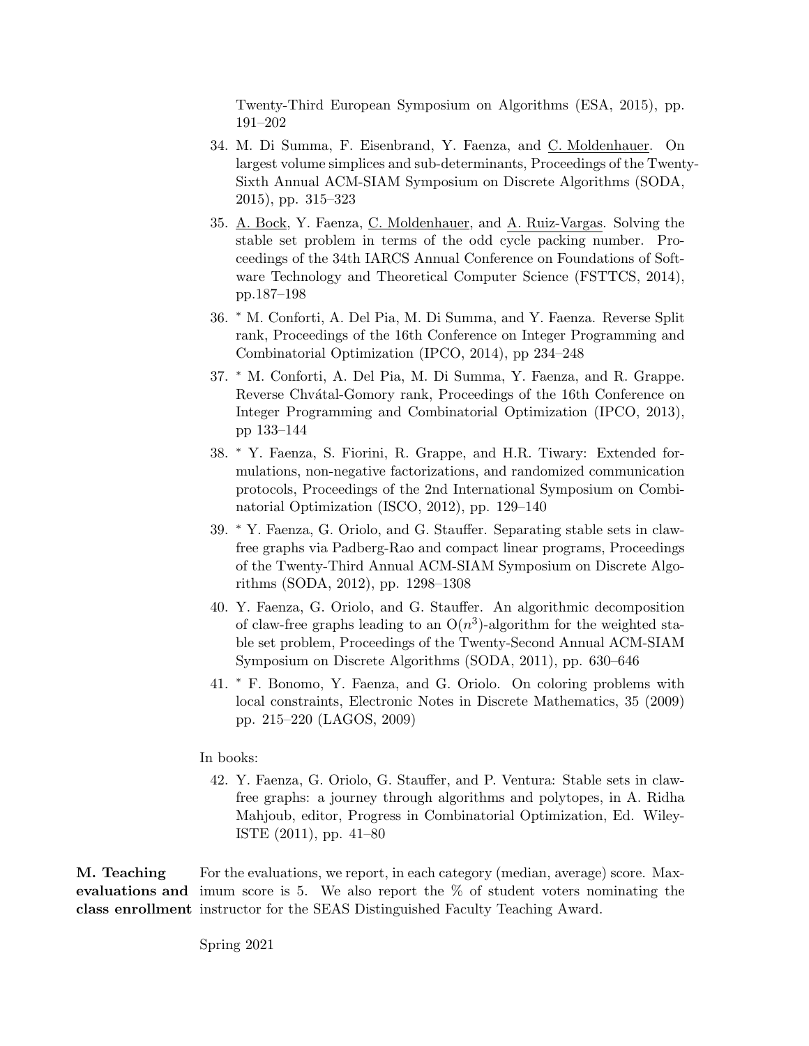Twenty-Third European Symposium on Algorithms (ESA, 2015), pp. 191–202

34. M. Di Summa, F. Eisenbrand, Y. Faenza, and <u>C. Moldenhauer</u>. On largest volume simplices and sub-determinants, Proceedings of the Twenty-Sixth Annual ACM-SIAM Symposium on Discrete Algorithms (SODA, 2015), pp. 315–323

35. <u>A. Bock</u>, Y. Faenza, <u>C. Moldenhauer</u>, and <u>A. Ruiz-Vargas</u>. Solving the stable set problem in terms of the odd cycle packing number. Proceedings of the 34th IARCS Annual Conference on Foundations of Software Technology and Theoretical Computer Science (FSTTCS, 2014), pp.187–198

36. * M. Conforti, A. Del Pia, M. Di Summa, and Y. Faenza. Reverse Split rank, Proceedings of the 16th Conference on Integer Programming and Combinatorial Optimization (IPCO, 2014), pp 234–248

37. * M. Conforti, A. Del Pia, M. Di Summa, Y. Faenza, and R. Grappe. Reverse Chvátal-Gomory rank, Proceedings of the 16th Conference on Integer Programming and Combinatorial Optimization (IPCO, 2013), pp 133–144

38. * Y. Faenza, S. Fiorini, R. Grappe, and H.R. Tiwary: Extended formulations, non-negative factorizations, and randomized communication protocols, Proceedings of the 2nd International Symposium on Combinatorial Optimization (ISCO, 2012), pp. 129–140

39. * Y. Faenza, G. Oriolo, and G. Stauffer. Separating stable sets in claw-free graphs via Padberg-Rao and compact linear programs, Proceedings of the Twenty-Third Annual ACM-SIAM Symposium on Discrete Algorithms (SODA, 2012), pp. 1298–1308

40. Y. Faenza, G. Oriolo, and G. Stauffer. An algorithmic decomposition of claw-free graphs leading to an $O(n^3)$-algorithm for the weighted stable set problem, Proceedings of the Twenty-Second Annual ACM-SIAM Symposium on Discrete Algorithms (SODA, 2011), pp. 630–646

41. * F. Bonomo, Y. Faenza, and G. Oriolo. On coloring problems with local constraints, Electronic Notes in Discrete Mathematics, 35 (2009) pp. 215–220 (LAGOS, 2009)

In books:

42. Y. Faenza, G. Oriolo, G. Stauffer, and P. Ventura: Stable sets in claw-free graphs: a journey through algorithms and polytopes, in A. Ridha Mahjoub, editor, Progress in Combinatorial Optimization, Ed. Wiley-ISTE (2011), pp. 41–80

**M. Teaching evaluations and class enrollment**

For the evaluations, we report, in each category (median, average) score. Maximum score is 5. We also report the % of student voters nominating the instructor for the SEAS Distinguished Faculty Teaching Award.

Spring 2021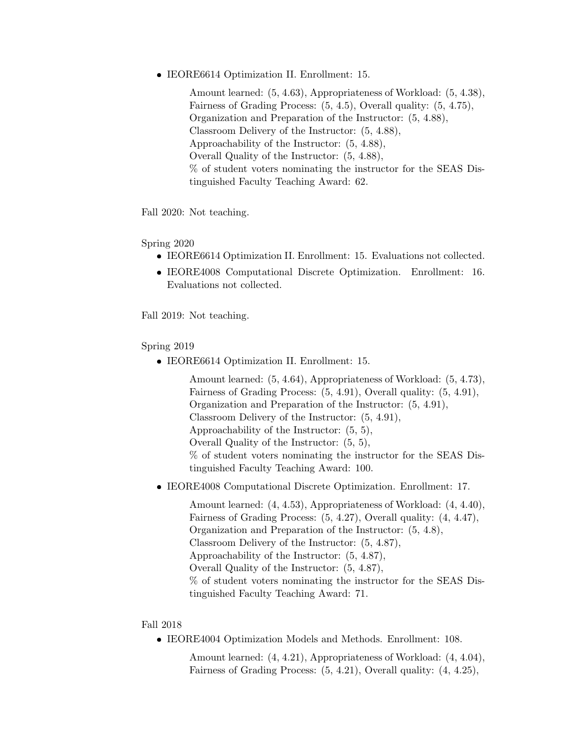- IEORE6614 Optimization II. Enrollment: 15.

  Amount learned: (5, 4.63), Appropriateness of Workload: (5, 4.38), Fairness of Grading Process: (5, 4.5), Overall quality: (5, 4.75), Organization and Preparation of the Instructor: (5, 4.88), Classroom Delivery of the Instructor: (5, 4.88), Approachability of the Instructor: (5, 4.88), Overall Quality of the Instructor: (5, 4.88), % of student voters nominating the instructor for the SEAS Distinguished Faculty Teaching Award: 62.

Fall 2020: Not teaching.

Spring 2020

- IEORE6614 Optimization II. Enrollment: 15. Evaluations not collected.
- IEORE4008 Computational Discrete Optimization. Enrollment: 16. Evaluations not collected.

Fall 2019: Not teaching.

Spring 2019

- IEORE6614 Optimization II. Enrollment: 15.

  Amount learned: (5, 4.64), Appropriateness of Workload: (5, 4.73), Fairness of Grading Process: (5, 4.91), Overall quality: (5, 4.91), Organization and Preparation of the Instructor: (5, 4.91), Classroom Delivery of the Instructor: (5, 4.91), Approachability of the Instructor: (5, 5), Overall Quality of the Instructor: (5, 5), % of student voters nominating the instructor for the SEAS Distinguished Faculty Teaching Award: 100.

- IEORE4008 Computational Discrete Optimization. Enrollment: 17.

  Amount learned: (4, 4.53), Appropriateness of Workload: (4, 4.40), Fairness of Grading Process: (5, 4.27), Overall quality: (4, 4.47), Organization and Preparation of the Instructor: (5, 4.8), Classroom Delivery of the Instructor: (5, 4.87), Approachability of the Instructor: (5, 4.87), Overall Quality of the Instructor: (5, 4.87), % of student voters nominating the instructor for the SEAS Distinguished Faculty Teaching Award: 71.

Fall 2018

- IEORE4004 Optimization Models and Methods. Enrollment: 108.

  Amount learned: (4, 4.21), Appropriateness of Workload: (4, 4.04), Fairness of Grading Process: (5, 4.21), Overall quality: (4, 4.25),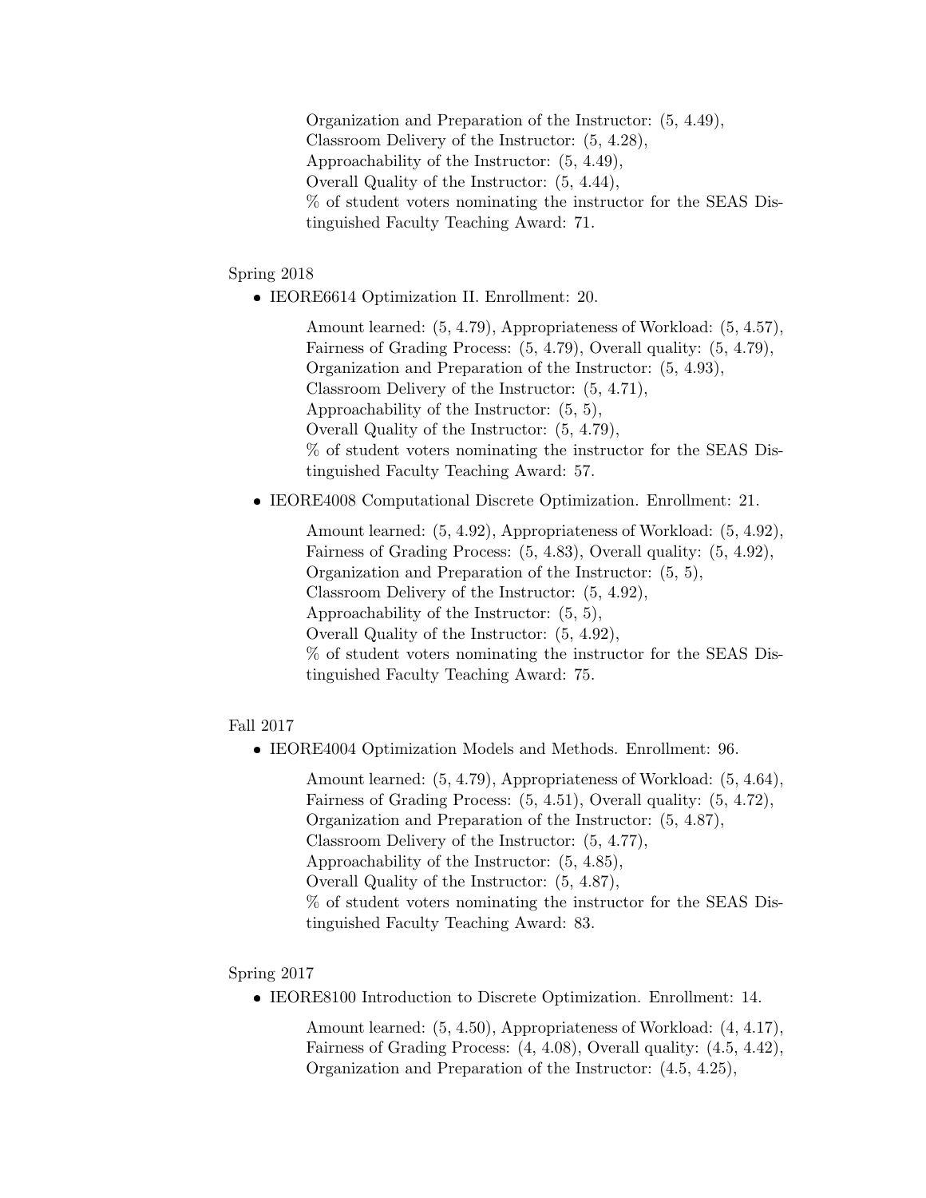Organization and Preparation of the Instructor: (5, 4.49),
Classroom Delivery of the Instructor: (5, 4.28),
Approachability of the Instructor: (5, 4.49),
Overall Quality of the Instructor: (5, 4.44),
% of student voters nominating the instructor for the SEAS Distinguished Faculty Teaching Award: 71.

Spring 2018

- IEORE6614 Optimization II. Enrollment: 20.

  Amount learned: (5, 4.79), Appropriateness of Workload: (5, 4.57),
  Fairness of Grading Process: (5, 4.79), Overall quality: (5, 4.79),
  Organization and Preparation of the Instructor: (5, 4.93),
  Classroom Delivery of the Instructor: (5, 4.71),
  Approachability of the Instructor: (5, 5),
  Overall Quality of the Instructor: (5, 4.79),
  % of student voters nominating the instructor for the SEAS Distinguished Faculty Teaching Award: 57.

- IEORE4008 Computational Discrete Optimization. Enrollment: 21.

  Amount learned: (5, 4.92), Appropriateness of Workload: (5, 4.92),
  Fairness of Grading Process: (5, 4.83), Overall quality: (5, 4.92),
  Organization and Preparation of the Instructor: (5, 5),
  Classroom Delivery of the Instructor: (5, 4.92),
  Approachability of the Instructor: (5, 5),
  Overall Quality of the Instructor: (5, 4.92),
  % of student voters nominating the instructor for the SEAS Distinguished Faculty Teaching Award: 75.

Fall 2017

- IEORE4004 Optimization Models and Methods. Enrollment: 96.

  Amount learned: (5, 4.79), Appropriateness of Workload: (5, 4.64),
  Fairness of Grading Process: (5, 4.51), Overall quality: (5, 4.72),
  Organization and Preparation of the Instructor: (5, 4.87),
  Classroom Delivery of the Instructor: (5, 4.77),
  Approachability of the Instructor: (5, 4.85),
  Overall Quality of the Instructor: (5, 4.87),
  % of student voters nominating the instructor for the SEAS Distinguished Faculty Teaching Award: 83.

Spring 2017

- IEORE8100 Introduction to Discrete Optimization. Enrollment: 14.

  Amount learned: (5, 4.50), Appropriateness of Workload: (4, 4.17),
  Fairness of Grading Process: (4, 4.08), Overall quality: (4.5, 4.42),
  Organization and Preparation of the Instructor: (4.5, 4.25),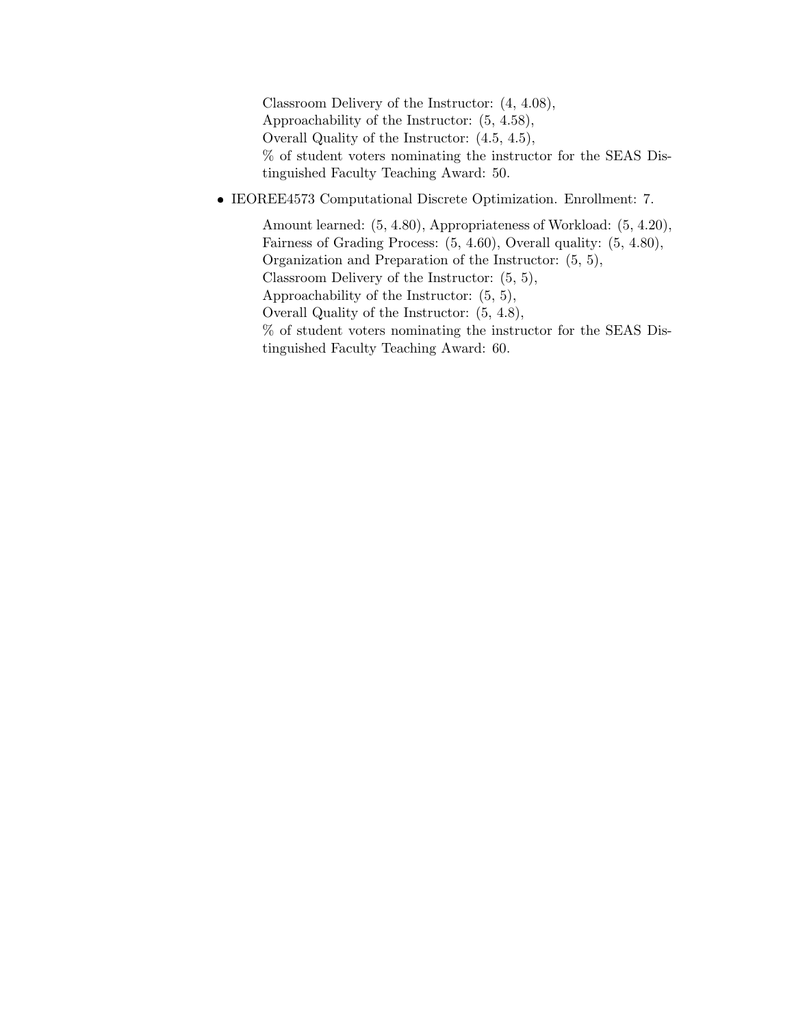Classroom Delivery of the Instructor: (4, 4.08),
Approachability of the Instructor: (5, 4.58),
Overall Quality of the Instructor: (4.5, 4.5),
% of student voters nominating the instructor for the SEAS Distinguished Faculty Teaching Award: 50.

- IEOREE4573 Computational Discrete Optimization. Enrollment: 7.

  Amount learned: (5, 4.80), Appropriateness of Workload: (5, 4.20),
  Fairness of Grading Process: (5, 4.60), Overall quality: (5, 4.80),
  Organization and Preparation of the Instructor: (5, 5),
  Classroom Delivery of the Instructor: (5, 5),
  Approachability of the Instructor: (5, 5),
  Overall Quality of the Instructor: (5, 4.8),
  % of student voters nominating the instructor for the SEAS Distinguished Faculty Teaching Award: 60.